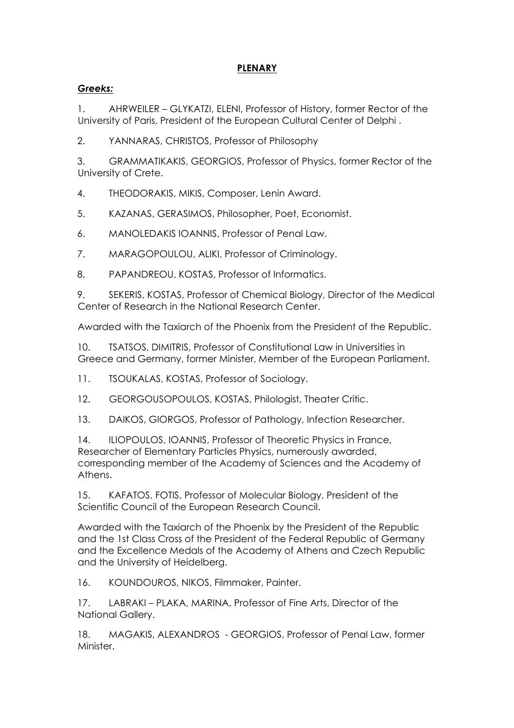**PLENARY**

***Greeks:***

1. AHRWEILER – GLYKATZI, ELENI, Professor of History, former Rector of the University of Paris, President of the European Cultural Center of Delphi .

2. YANNARAS, CHRISTOS, Professor of Philosophy

3. GRAMMATIKAKIS, GEORGIOS, Professor of Physics, former Rector of the University of Crete.

4. THEODORAKIS, MIKIS, Composer, Lenin Award.

5. KAZANAS, GERASIMOS, Philosopher, Poet, Economist.

6. MANOLEDAKIS IOANNIS, Professor of Penal Law.

7. MARAGOPOULOU, ALIKI, Professor of Criminology.

8. PAPANDREOU, KOSTAS, Professor of Informatics.

9. SEKERIS, KOSTAS, Professor of Chemical Biology, Director of the Medical Center of Research in the National Research Center.

Awarded with the Taxiarch of the Phoenix from the President of the Republic.

10. TSATSOS, DIMITRIS, Professor of Constitutional Law in Universities in Greece and Germany, former Minister, Member of the European Parliament.

11. TSOUKALAS, KOSTAS, Professor of Sociology.

12. GEORGOUSOPOULOS, KOSTAS, Philologist, Theater Critic.

13. DAIKOS, GIORGOS, Professor of Pathology, Infection Researcher.

14. ILIOPOULOS, IOANNIS, Professor of Theoretic Physics in France, Researcher of Elementary Particles Physics, numerously awarded, corresponding member of the Academy of Sciences and the Academy of Athens.

15. KAFATOS, FOTIS, Professor of Molecular Biology, President of the Scientific Council of the European Research Council.

Awarded with the Taxiarch of the Phoenix by the President of the Republic and the 1st Class Cross of the President of the Federal Republic of Germany and the Excellence Medals of the Academy of Athens and Czech Republic and the University of Heidelberg.

16. KOUNDOUROS, NIKOS, Filmmaker, Painter.

17. LABRAKI – PLAKA, MARINA, Professor of Fine Arts, Director of the National Gallery.

18. MAGAKIS, ALEXANDROS - GEORGIOS, Professor of Penal Law, former Minister.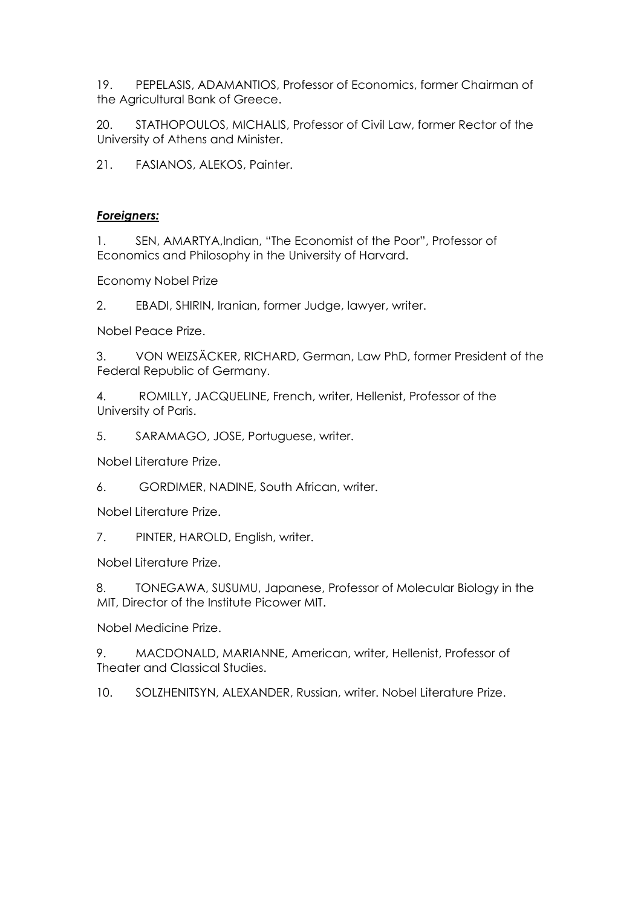19. PEPELASIS, ADAMANTIOS, Professor of Economics, former Chairman of the Agricultural Bank of Greece.

20. STATHOPOULOS, MICHALIS, Professor of Civil Law, former Rector of the University of Athens and Minister.

21. FASIANOS, ALEKOS, Painter.

***Foreigners:***

1. SEN, AMARTYA,Indian, "The Economist of the Poor", Professor of Economics and Philosophy in the University of Harvard.

Economy Nobel Prize

2. EBADI, SHIRIN, Iranian, former Judge, lawyer, writer.

Nobel Peace Prize.

3. VON WEIZSÄCKER, RICHARD, German, Law PhD, former President of the Federal Republic of Germany.

4. ROMILLY, JACQUELINE, French, writer, Hellenist, Professor of the University of Paris.

5. SARAMAGO, JOSE, Portuguese, writer.

Nobel Literature Prize.

6. GORDIMER, NADINE, South African, writer.

Nobel Literature Prize.

7. PINTER, HAROLD, English, writer.

Nobel Literature Prize.

8. TONEGAWA, SUSUMU, Japanese, Professor of Molecular Biology in the MIT, Director of the Institute Picower MIT.

Nobel Medicine Prize.

9. MACDONALD, MARIANNE, American, writer, Hellenist, Professor of Theater and Classical Studies.

10. SOLZHENITSYN, ALEXANDER, Russian, writer. Nobel Literature Prize.